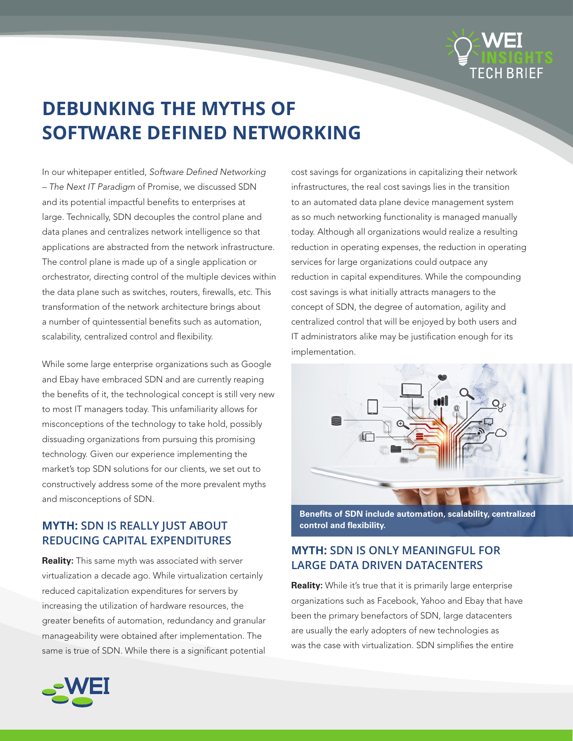# DEBUNKING THE MYTHS OF SOFTWARE DEFINED NETWORKING

In our whitepaper entitled, *Software Defined Networking – The Next IT Paradigm* of Promise, we discussed SDN and its potential impactful benefits to enterprises at large. Technically, SDN decouples the control plane and data planes and centralizes network intelligence so that applications are abstracted from the network infrastructure. The control plane is made up of a single application or orchestrator, directing control of the multiple devices within the data plane such as switches, routers, firewalls, etc. This transformation of the network architecture brings about a number of quintessential benefits such as automation, scalability, centralized control and flexibility.

While some large enterprise organizations such as Google and Ebay have embraced SDN and are currently reaping the benefits of it, the technological concept is still very new to most IT managers today. This unfamiliarity allows for misconceptions of the technology to take hold, possibly dissuading organizations from pursuing this promising technology. Given our experience implementing the market's top SDN solutions for our clients, we set out to constructively address some of the more prevalent myths and misconceptions of SDN.

## MYTH: SDN IS REALLY JUST ABOUT REDUCING CAPITAL EXPENDITURES

**Reality:** This same myth was associated with server virtualization a decade ago. While virtualization certainly reduced capitalization expenditures for servers by increasing the utilization of hardware resources, the greater benefits of automation, redundancy and granular manageability were obtained after implementation. The same is true of SDN. While there is a significant potential cost savings for organizations in capitalizing their network infrastructures, the real cost savings lies in the transition to an automated data plane device management system as so much networking functionality is managed manually today. Although all organizations would realize a resulting reduction in operating expenses, the reduction in operating services for large organizations could outpace any reduction in capital expenditures. While the compounding cost savings is what initially attracts managers to the concept of SDN, the degree of automation, agility and centralized control that will be enjoyed by both users and IT administrators alike may be justification enough for its implementation.

**Benefits of SDN include automation, scalability, centralized control and flexibility.**

## MYTH: SDN IS ONLY MEANINGFUL FOR LARGE DATA DRIVEN DATACENTERS

**Reality:** While it's true that it is primarily large enterprise organizations such as Facebook, Yahoo and Ebay that have been the primary benefactors of SDN, large datacenters are usually the early adopters of new technologies as was the case with virtualization. SDN simplifies the entire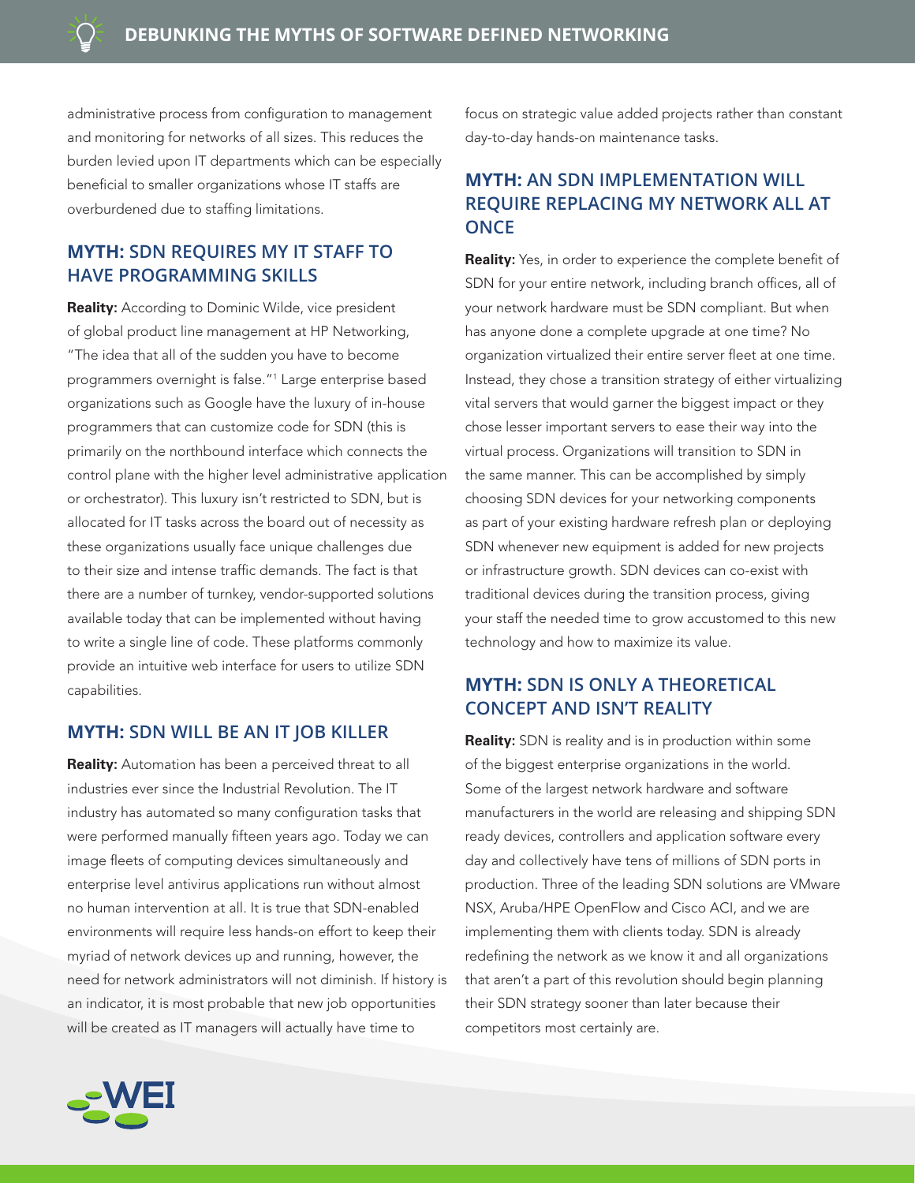administrative process from configuration to management and monitoring for networks of all sizes. This reduces the burden levied upon IT departments which can be especially beneficial to smaller organizations whose IT staffs are overburdened due to staffing limitations.

## MYTH: SDN REQUIRES MY IT STAFF TO HAVE PROGRAMMING SKILLS

**Reality:** According to Dominic Wilde, vice president of global product line management at HP Networking, "The idea that all of the sudden you have to become programmers overnight is false."[1] Large enterprise based organizations such as Google have the luxury of in-house programmers that can customize code for SDN (this is primarily on the northbound interface which connects the control plane with the higher level administrative application or orchestrator). This luxury isn't restricted to SDN, but is allocated for IT tasks across the board out of necessity as these organizations usually face unique challenges due to their size and intense traffic demands. The fact is that there are a number of turnkey, vendor-supported solutions available today that can be implemented without having to write a single line of code. These platforms commonly provide an intuitive web interface for users to utilize SDN capabilities.

## MYTH: SDN WILL BE AN IT JOB KILLER

**Reality:** Automation has been a perceived threat to all industries ever since the Industrial Revolution. The IT industry has automated so many configuration tasks that were performed manually fifteen years ago. Today we can image fleets of computing devices simultaneously and enterprise level antivirus applications run without almost no human intervention at all. It is true that SDN-enabled environments will require less hands-on effort to keep their myriad of network devices up and running, however, the need for network administrators will not diminish. If history is an indicator, it is most probable that new job opportunities will be created as IT managers will actually have time to focus on strategic value added projects rather than constant day-to-day hands-on maintenance tasks.

## MYTH: AN SDN IMPLEMENTATION WILL REQUIRE REPLACING MY NETWORK ALL AT ONCE

**Reality:** Yes, in order to experience the complete benefit of SDN for your entire network, including branch offices, all of your network hardware must be SDN compliant. But when has anyone done a complete upgrade at one time? No organization virtualized their entire server fleet at one time. Instead, they chose a transition strategy of either virtualizing vital servers that would garner the biggest impact or they chose lesser important servers to ease their way into the virtual process. Organizations will transition to SDN in the same manner. This can be accomplished by simply choosing SDN devices for your networking components as part of your existing hardware refresh plan or deploying SDN whenever new equipment is added for new projects or infrastructure growth. SDN devices can co-exist with traditional devices during the transition process, giving your staff the needed time to grow accustomed to this new technology and how to maximize its value.

## MYTH: SDN IS ONLY A THEORETICAL CONCEPT AND ISN'T REALITY

**Reality:** SDN is reality and is in production within some of the biggest enterprise organizations in the world. Some of the largest network hardware and software manufacturers in the world are releasing and shipping SDN ready devices, controllers and application software every day and collectively have tens of millions of SDN ports in production. Three of the leading SDN solutions are VMware NSX, Aruba/HPE OpenFlow and Cisco ACI, and we are implementing them with clients today. SDN is already redefining the network as we know it and all organizations that aren't a part of this revolution should begin planning their SDN strategy sooner than later because their competitors most certainly are.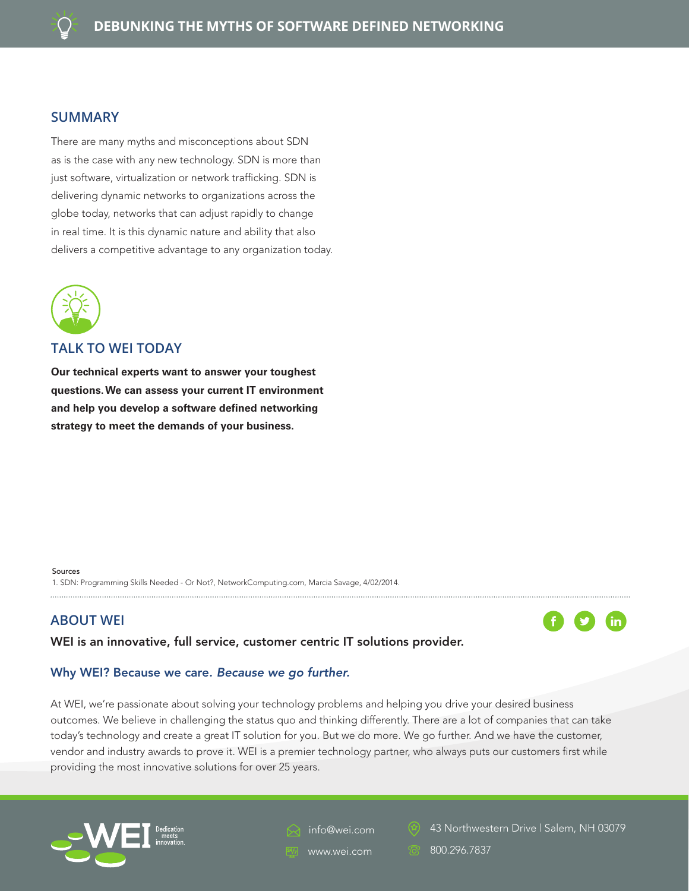## SUMMARY

There are many myths and misconceptions about SDN as is the case with any new technology. SDN is more than just software, virtualization or network trafficking. SDN is delivering dynamic networks to organizations across the globe today, networks that can adjust rapidly to change in real time. It is this dynamic nature and ability that also delivers a competitive advantage to any organization today.

## TALK TO WEI TODAY

**Our technical experts want to answer your toughest questions. We can assess your current IT environment and help you develop a software defined networking strategy to meet the demands of your business.**

Sources

1. SDN: Programming Skills Needed - Or Not?, NetworkComputing.com, Marcia Savage, 4/02/2014.

## ABOUT WEI

**WEI is an innovative, full service, customer centric IT solutions provider.**

**Why WEI? Because we care. *Because we go further.***

At WEI, we're passionate about solving your technology problems and helping you drive your desired business outcomes. We believe in challenging the status quo and thinking differently. There are a lot of companies that can take today's technology and create a great IT solution for you. But we do more. We go further. And we have the customer, vendor and industry awards to prove it. WEI is a premier technology partner, who always puts our customers first while providing the most innovative solutions for over 25 years.

WEI Dedication meets innovation.

info@wei.com

www.wei.com

43 Northwestern Drive | Salem, NH 03079

800.296.7837